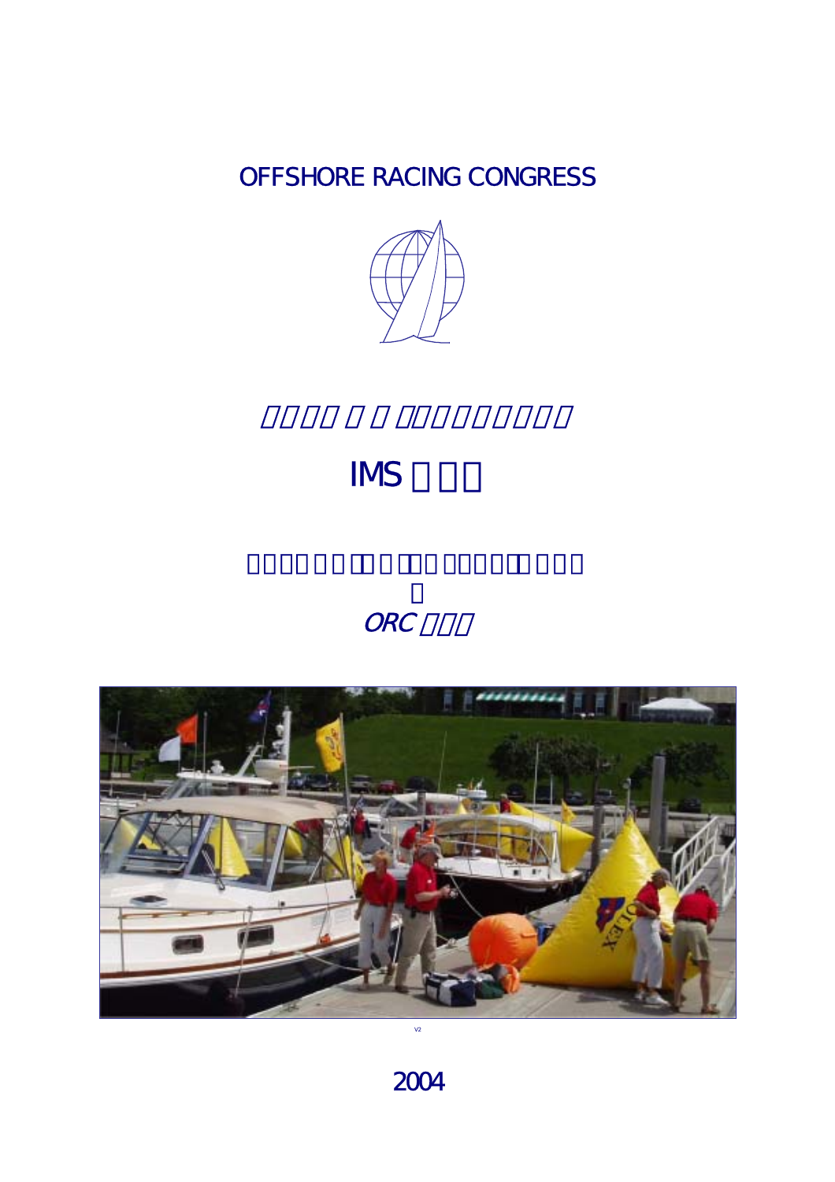# OFFSHORE RACING CONGRESS

## IMS

ORC

V2

2004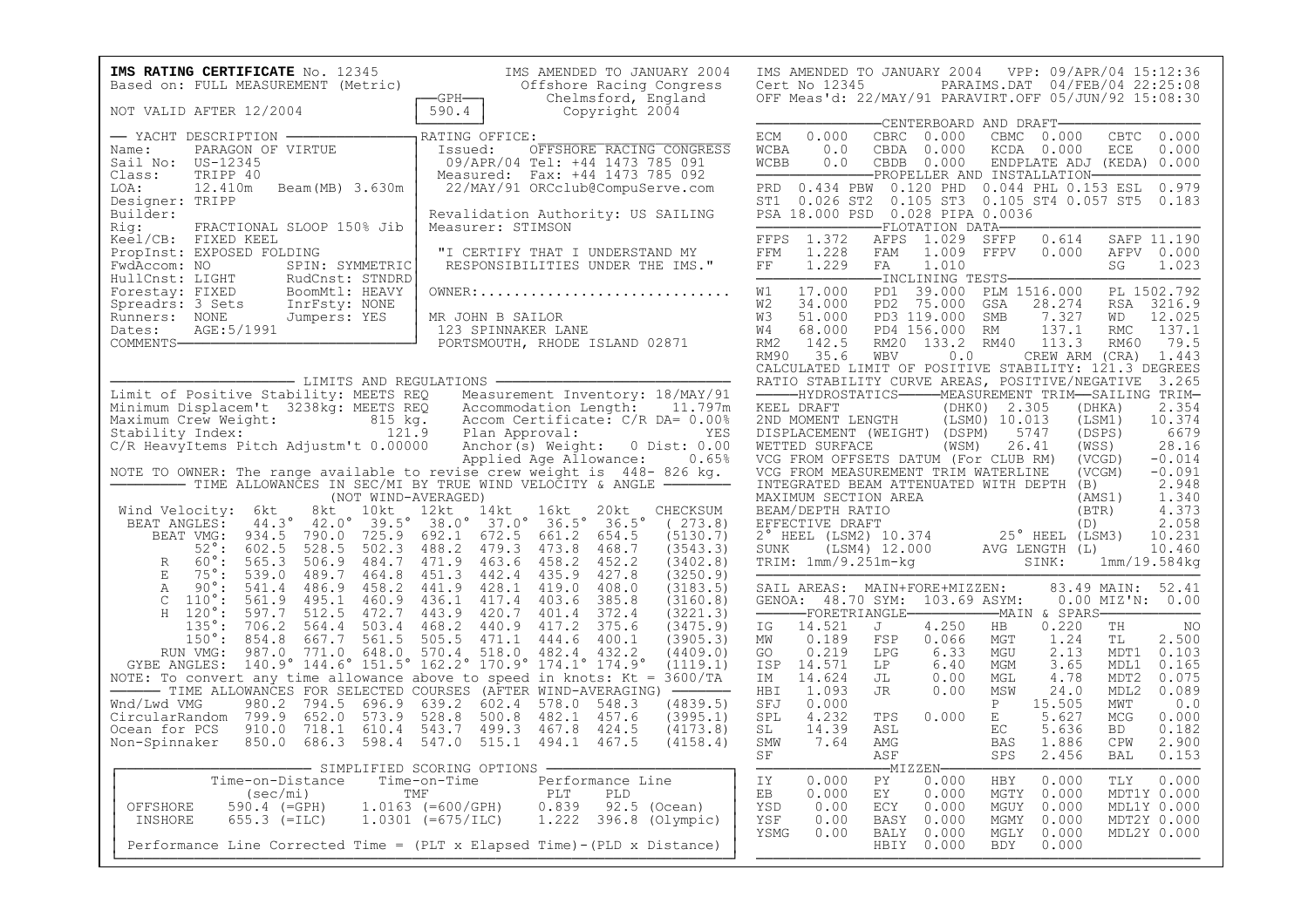# IMS RATING CERTIFICATE No. 12345

Based on: FULL MEASUREMENT (Metric)

NOT VALID AFTER 12/2004

GPH: 590.4

IMS AMENDED TO JANUARY 2004
Offshore Racing Congress
Chelmsford, England
Copyright 2004

## YACHT DESCRIPTION

| | |
|---|---|
| Name: | PARAGON OF VIRTUE |
| Sail No: | US-12345 |
| Class: | TRIPP 40 |
| LOA: | 12.410m Beam(MB) 3.630m |
| Designer: | TRIPP |
| Builder: | |
| Rig: | FRACTIONAL SLOOP 150% Jib |
| Keel/CB: | FIXED KEEL |
| PropInst: | EXPOSED FOLDING |
| FwdAccom: | NO SPIN: SYMMETRIC |
| HullCnst: | LIGHT RudCnst: STNDRD |
| Forestay: | FIXED BoomMtl: HEAVY |
| Spreadrs: | 3 Sets InrFsty: NONE |
| Runners: | NONE Jumpers: YES |
| Dates: | AGE:5/1991 |
| COMMENTS | |

## RATING OFFICE:

Issued: OFFSHORE RACING CONGRESS
09/APR/04 Tel: +44 1473 785 091
Measured: Fax: +44 1473 785 092
22/MAY/91 ORCclub@CompuServe.com

Revalidation Authority: US SAILING
Measurer: STIMSON

"I CERTIFY THAT I UNDERSTAND MY RESPONSIBILITIES UNDER THE IMS."

OWNER:..............................

MR JOHN B SAILOR
123 SPINNAKER LANE
PORTSMOUTH, RHODE ISLAND 02871

## LIMITS AND REGULATIONS

| | |
|---|---|
| Limit of Positive Stability: MEETS REQ | Measurement Inventory: 18/MAY/91 |
| Minimum Displacem't 3238kg: MEETS REQ | Accommodation Length: 11.797m |
| Maximum Crew Weight: 815 kg. | Accom Certificate: C/R DA= 0.00% |
| Stability Index: 121.9 | Plan Approval: YES |
| C/R HeavyItems Pitch Adjustm't 0.00000 | Anchor(s) Weight: 0 Dist: 0.00 |
| | Applied Age Allowance: 0.65% |

NOTE TO OWNER: The range available to revise crew weight is 448- 826 kg.

## TIME ALLOWANCES IN SEC/MI BY TRUE WIND VELOCITY & ANGLE (NOT WIND-AVERAGED)

| Wind Velocity: | 6kt | 8kt | 10kt | 12kt | 14kt | 16kt | 20kt | CHECKSUM |
|---|---|---|---|---|---|---|---|---|
| BEAT ANGLES: | 44.3° | 42.0° | 39.5° | 38.0° | 37.0° | 36.5° | 36.5° | ( 273.8) |
| BEAT VMG: | 934.5 | 790.0 | 725.9 | 692.1 | 672.5 | 661.2 | 654.5 | (5130.7) |
| 52°: | 602.5 | 528.5 | 502.3 | 488.2 | 479.3 | 473.8 | 468.7 | (3543.3) |
| R 60°: | 565.3 | 506.9 | 484.7 | 471.9 | 463.6 | 458.2 | 452.2 | (3402.8) |
| E 75°: | 539.0 | 489.7 | 464.8 | 451.3 | 442.4 | 435.9 | 427.8 | (3250.9) |
| A 90°: | 541.4 | 486.9 | 458.2 | 441.9 | 428.1 | 419.0 | 408.0 | (3183.5) |
| C 110°: | 561.9 | 495.1 | 460.9 | 436.1 | 417.4 | 403.6 | 385.8 | (3160.8) |
| H 120°: | 597.7 | 512.5 | 472.7 | 443.9 | 420.7 | 401.4 | 372.4 | (3221.3) |
| 135°: | 706.2 | 564.4 | 503.4 | 468.2 | 440.9 | 417.2 | 375.6 | (3475.9) |
| 150°: | 854.8 | 667.7 | 561.5 | 505.5 | 471.1 | 444.6 | 400.1 | (3905.3) |
| RUN VMG: | 987.0 | 771.0 | 648.0 | 570.4 | 518.0 | 482.4 | 432.2 | (4409.0) |
| GYBE ANGLES: | 140.9° | 144.6° | 151.5° | 162.2° | 170.9° | 174.1° | 174.9° | (1119.1) |

NOTE: To convert any time allowance above to speed in knots: Kt = 3600/TA

## TIME ALLOWANCES FOR SELECTED COURSES (AFTER WIND-AVERAGING)

| | 6kt | 8kt | 10kt | 12kt | 14kt | 16kt | 20kt | CHECKSUM |
|---|---|---|---|---|---|---|---|---|
| Wnd/Lwd VMG | 980.2 | 794.5 | 696.9 | 639.2 | 602.4 | 578.0 | 548.3 | (4839.5) |
| CircularRandom | 799.9 | 652.0 | 573.9 | 528.8 | 500.8 | 482.1 | 457.6 | (3995.1) |
| Ocean for PCS | 910.0 | 718.1 | 610.4 | 543.7 | 499.3 | 467.8 | 424.5 | (4173.8) |
| Non-Spinnaker | 850.0 | 686.3 | 598.4 | 547.0 | 515.1 | 494.1 | 467.5 | (4158.4) |

## SIMPLIFIED SCORING OPTIONS

| | Time-on-Distance (sec/mi) | Time-on-Time TMF | Performance Line PLT | PLD | |
|---|---|---|---|---|---|
| OFFSHORE | 590.4 (=GPH) | 1.0163 (=600/GPH) | 0.839 | 92.5 | (Ocean) |
| INSHORE | 655.3 (=ILC) | 1.0301 (=675/ILC) | 1.222 | 396.8 | (Olympic) |

Performance Line Corrected Time = (PLT x Elapsed Time)-(PLD x Distance)

---

IMS AMENDED TO JANUARY 2004 VPP: 09/APR/04 15:12:36
Cert No 12345 PARAIMS.DAT 04/FEB/04 22:25:08
OFF Meas'd: 22/MAY/91 PARAVIRT.OFF 05/JUN/92 15:08:30

## CENTERBOARD AND DRAFT

| | | | | | | | |
|---|---|---|---|---|---|---|---|
| ECM | 0.000 | CBRC | 0.000 | CBMC | 0.000 | CBTC | 0.000 |
| WCBA | 0.0 | CBDA | 0.000 | KCDA | 0.000 | ECE | 0.000 |
| WCBB | 0.0 | CBDB | 0.000 | ENDPLATE ADJ (KEDA) | 0.000 | | |

## PROPELLER AND INSTALLATION

PRD 0.434 PBW 0.120 PHD 0.044 PHL 0.153 ESL 0.979
ST1 0.026 ST2 0.105 ST3 0.105 ST4 0.057 ST5 0.183
PSA 18.000 PSD 0.028 PIPA 0.0036

## FLOTATION DATA

| | | | | | | | |
|---|---|---|---|---|---|---|---|
| FFPS | 1.372 | AFPS | 1.029 | SFFP | 0.614 | SAFP | 11.190 |
| FFM | 1.228 | FAM | 1.009 | FFPV | 0.000 | AFPV | 0.000 |
| FF | 1.229 | FA | 1.010 | | | SG | 1.023 |

## INCLINING TESTS

| | | | | | | | |
|---|---|---|---|---|---|---|---|
| W1 | 17.000 | PD1 | 39.000 | PLM | 1516.000 | PL | 1502.792 |
| W2 | 34.000 | PD2 | 75.000 | GSA | 28.274 | RSA | 3216.9 |
| W3 | 51.000 | PD3 | 119.000 | SMB | 7.327 | WD | 12.025 |
| W4 | 68.000 | PD4 | 156.000 | RM | 137.1 | RMC | 137.1 |
| RM2 | 142.5 | RM20 | 133.2 | RM40 | 113.3 | RM60 | 79.5 |
| RM90 | 35.6 | WBV | 0.0 | CREW ARM (CRA) | 1.443 | | |

CALCULATED LIMIT OF POSITIVE STABILITY: 121.3 DEGREES
RATIO STABILITY CURVE AREAS, POSITIVE/NEGATIVE 3.265

## HYDROSTATICS — MEASUREMENT TRIM — SAILING TRIM

| | | | | |
|---|---|---|---|---|
| KEEL DRAFT | (DHK0) | 2.305 | (DHKA) | 2.354 |
| 2ND MOMENT LENGTH | (LSM0) | 10.013 | (LSM1) | 10.374 |
| DISPLACEMENT (WEIGHT) | (DSPM) | 5747 | (DSPS) | 6679 |
| WETTED SURFACE | (WSM) | 26.41 | (WSS) | 28.16 |
| VCG FROM OFFSETS DATUM (For CLUB RM) | | | (VCGD) | -0.014 |
| VCG FROM MEASUREMENT TRIM WATERLINE | | | (VCGM) | -0.091 |
| INTEGRATED BEAM ATTENUATED WITH DEPTH | | | (B) | 2.948 |
| MAXIMUM SECTION AREA | | | (AMS1) | 1.340 |
| BEAM/DEPTH RATIO | | | (BTR) | 4.373 |
| EFFECTIVE DRAFT | | | (D) | 2.058 |
| 2° HEEL (LSM2) | | 10.374 | 25° HEEL (LSM3) | 10.231 |
| SUNK (LSM4) | | 12.000 | AVG LENGTH (L) | 10.460 |
| TRIM: 1mm/9.251m-kg | | | SINK: | 1mm/19.584kg |

SAIL AREAS: MAIN+FORE+MIZZEN: 83.49 MAIN: 52.41
GENOA: 48.70 SYM: 103.69 ASYM: 0.00 MIZ'N: 0.00

## FORETRIANGLE — MAIN & SPARS

| | | | | | | | |
|---|---|---|---|---|---|---|---|
| IG | 14.521 | J | 4.250 | HB | 0.220 | TH | NO |
| MW | 0.189 | FSP | 0.066 | MGT | 1.24 | TL | 2.500 |
| GO | 0.219 | LPG | 6.33 | MGU | 2.13 | MDT1 | 0.103 |
| ISP | 14.571 | LP | 6.40 | MGM | 3.65 | MDL1 | 0.165 |
| IM | 14.624 | JL | 0.00 | MGL | 4.78 | MDT2 | 0.075 |
| HBI | 1.093 | JR | 0.00 | MSW | 24.0 | MDL2 | 0.089 |
| SFJ | 0.000 | | | P | 15.505 | MWT | 0.0 |
| SPL | 4.232 | TPS | 0.000 | E | 5.627 | MCG | 0.000 |
| SL | 14.39 | ASL | | EC | 5.636 | BD | 0.182 |
| SMW | 7.64 | AMG | | BAS | 1.886 | CPW | 2.900 |
| SF | | ASF | | SPS | 2.456 | BAL | 0.153 |

## MIZZEN

| | | | | | | | |
|---|---|---|---|---|---|---|---|
| IY | 0.000 | PY | 0.000 | HBY | 0.000 | TLY | 0.000 |
| EB | 0.000 | EY | 0.000 | MGTY | 0.000 | MDT1Y | 0.000 |
| YSD | 0.00 | ECY | 0.000 | MGUY | 0.000 | MDL1Y | 0.000 |
| YSF | 0.00 | BASY | 0.000 | MGMY | 0.000 | MDT2Y | 0.000 |
| YSMG | 0.00 | BALY | 0.000 | MGLY | 0.000 | MDL2Y | 0.000 |
| | | HBIY | 0.000 | BDY | 0.000 | | |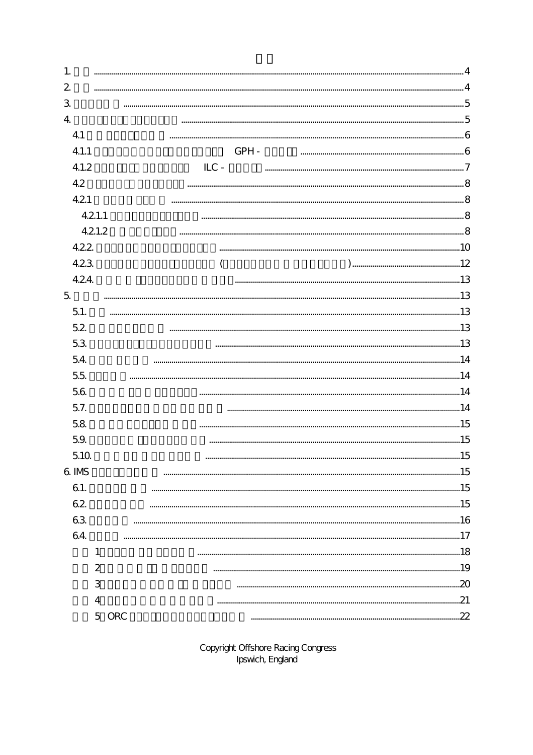1. 4
2. 4
3. 5
4. 5
   - 4.1 6
   - 4.1.1 GPH - 6
   - 4.1.2 ILC - 7
   - 4.2 8
   - 4.2.1 8
     - 4.2.1.1 8
     - 4.2.1.2 8
   - 4.2.2. 10
   - 4.2.3. ( ) 12
   - 4.2.4. 13
5. 13
   - 5.1. 13
   - 5.2. 13
   - 5.3. 13
   - 5.4. 14
   - 5.5. 14
   - 5.6. 14
   - 5.7. 14
   - 5.8. 15
   - 5.9. 15
   - 5.10. 15
6. IMS 15
   - 6.1. 15
   - 6.2. 15
   - 6.3. 16
   - 6.4. 17
   - 1 18
   - 2 19
   - 3 20
   - 4 21
   - 5 ORC 22

Copyright Offshore Racing Congress
Ipswich, England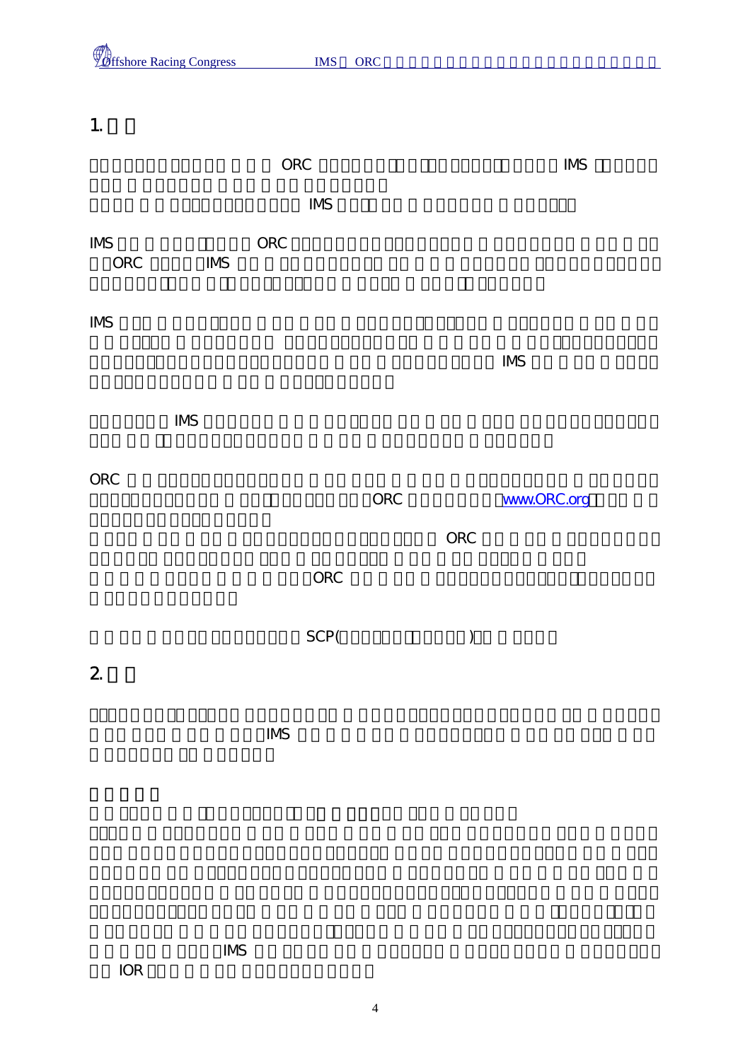# 1.

ORC IMS

IMS

IMS ORC

ORC IMS

IMS

IMS

IMS

ORC

ORC www.ORC.org

ORC

ORC

SCP( )

# 2.

IMS

IMS

IOR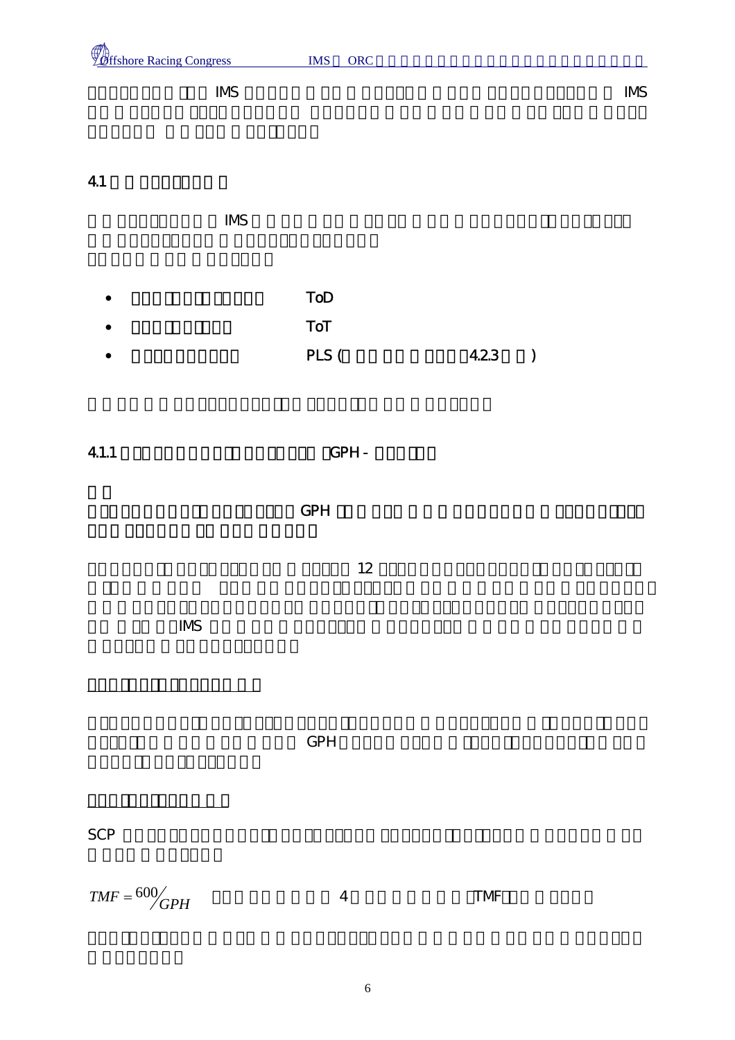IMS IMS

## 4.1

IMS

- ToD
- ToT
- PLS (4.2.3 )

### 4.1.1 GPH -

GPH

12

IMS

GPH

SCP

$$TMF = {}^{600}\!/_{GPH}$$ 4 TMF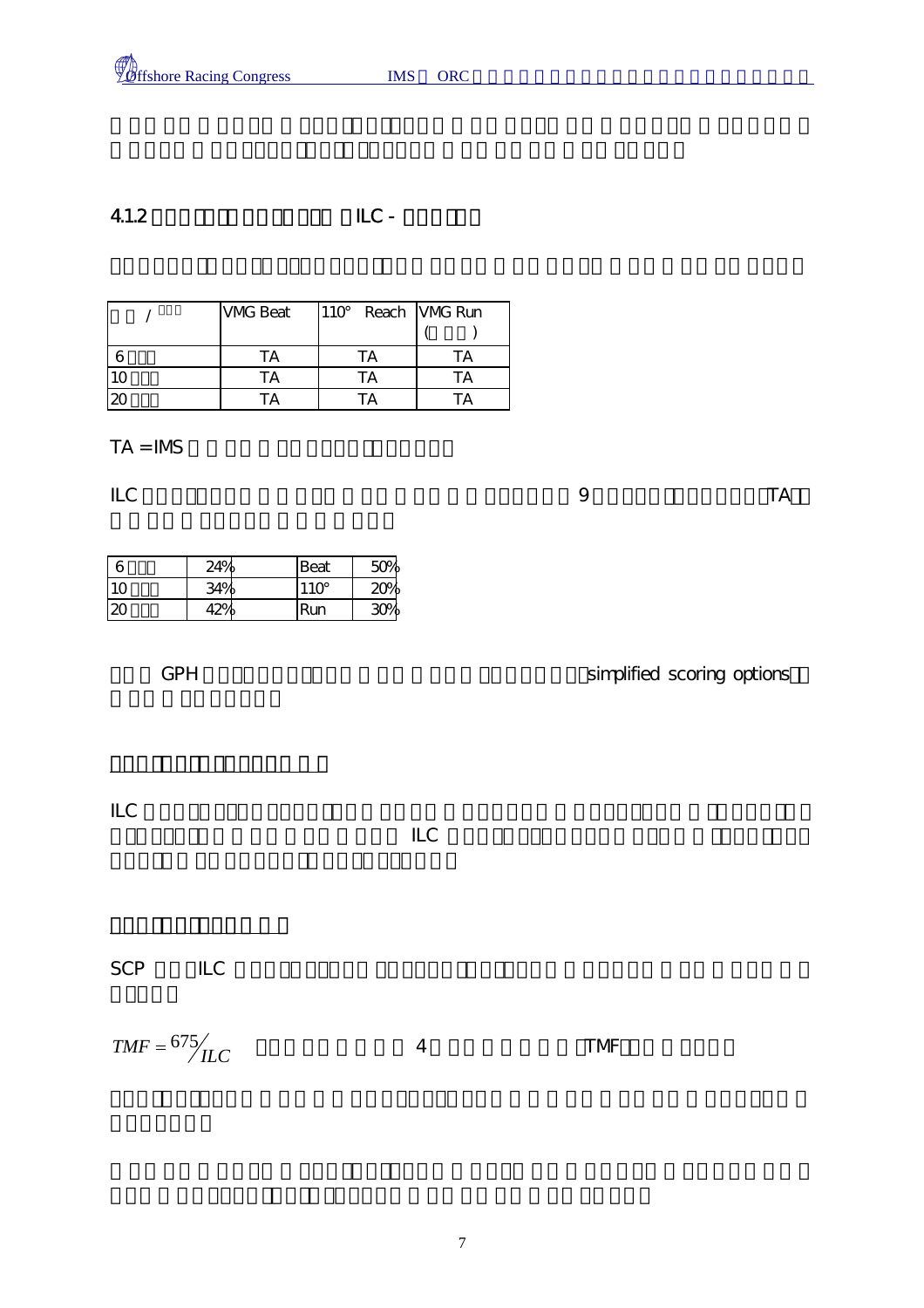### 4.1.2 ILC -

| / | VMG Beat | 110° Reach | VMG Run ( ) |
|---|---|---|---|
| 6 | TA | TA | TA |
| 10 | TA | TA | TA |
| 20 | TA | TA | TA |

TA = IMS

ILC 9 TA

| | | | |
|---|---|---|---|
| 6 | 24% | Beat | 50% |
| 10 | 34% | 110° | 20% |
| 20 | 42% | Run | 30% |

GPH simplified scoring options

ILC ILC

SCP ILC

$TMF = 675/ILC$ 4 TMF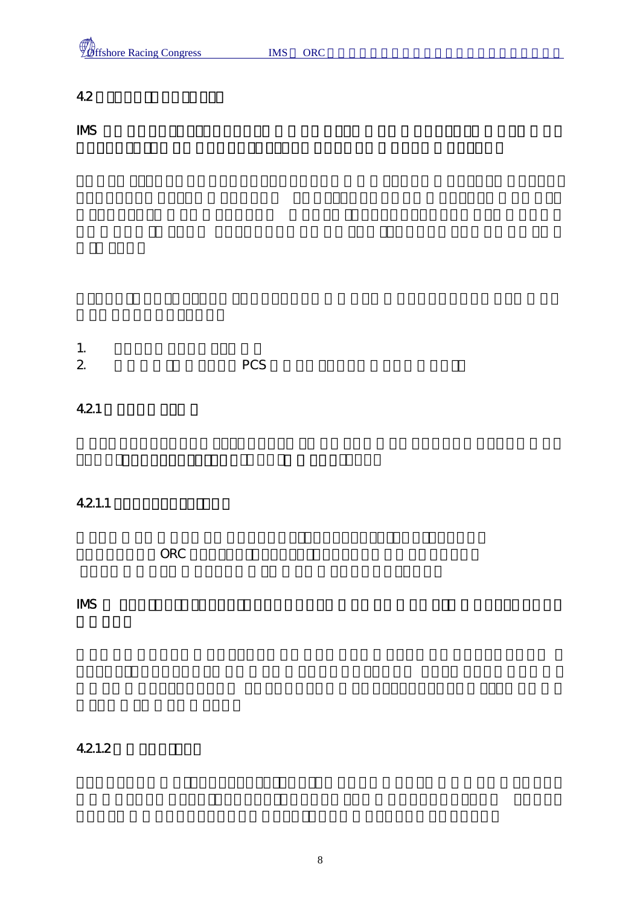## 4.2

IMS

1.
2. PCS

### 4.2.1

#### 4.2.1.1

ORC

IMS

#### 4.2.1.2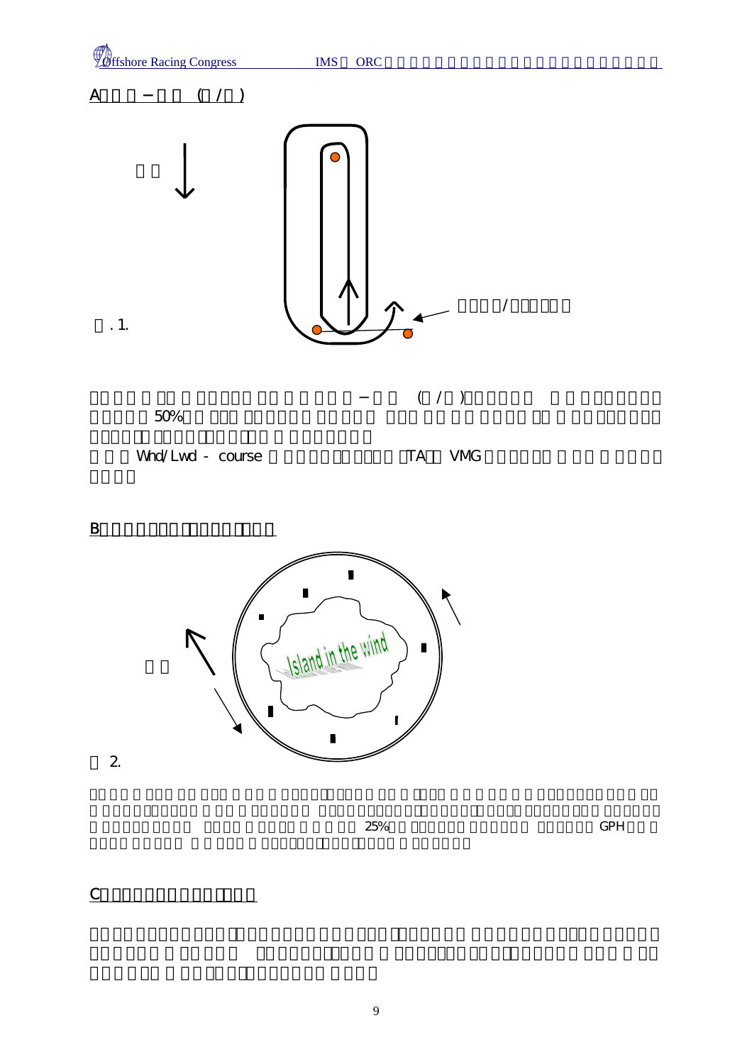## A − (/)

. 1.

− (/) 50%

Wnd/Lwd - course TA VMG

## B

Island in the wind

2.

25% GPH

## C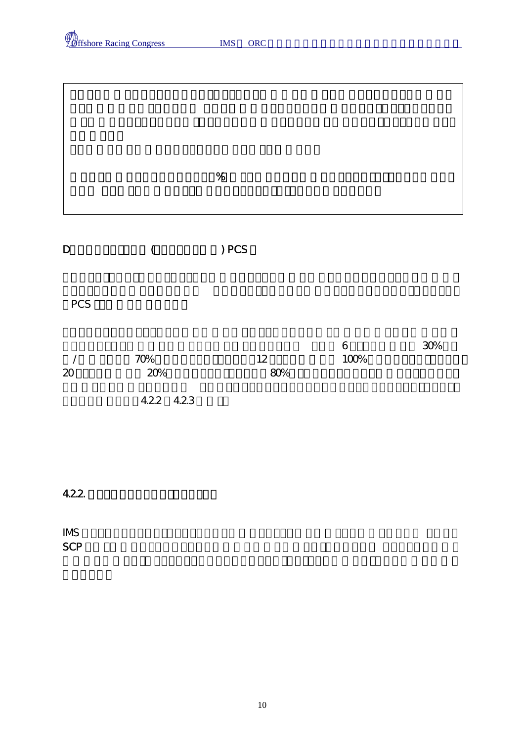%

## D ( ) PCS

PCS

6 30%
/ 70% 12 100%
20 20% 80%
4.2.2 4.2.3

### 4.2.2.

IMS
SCP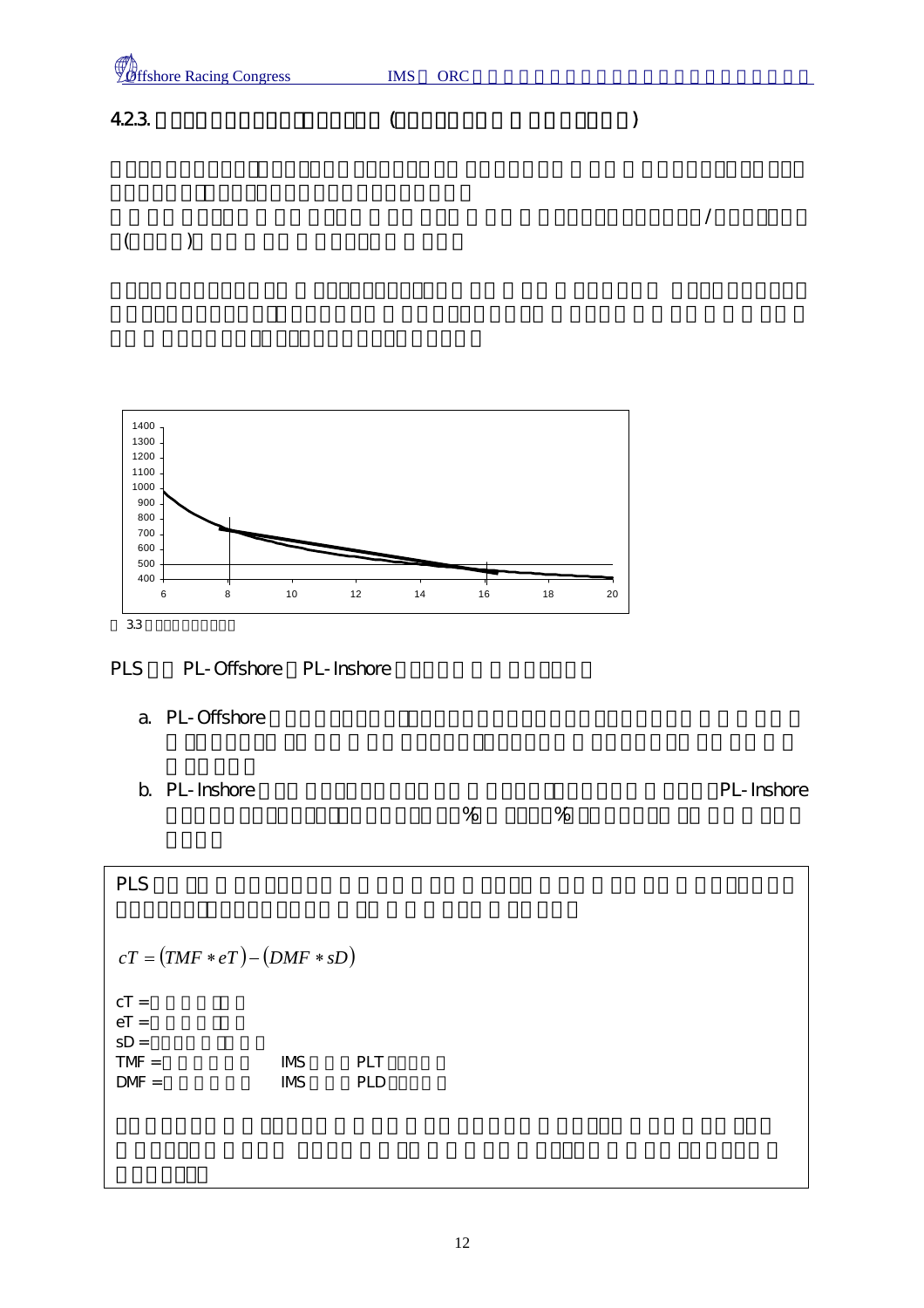### 4.2.3.

PLS PL-Offshore PL-Inshore

a. PL-Offshore

b. PL-Inshore PL-Inshore % %

PLS

$$cT = (TMF * eT) - (DMF * sD)$$

cT =
eT =
sD =
TMF = IMS PLT
DMF = IMS PLD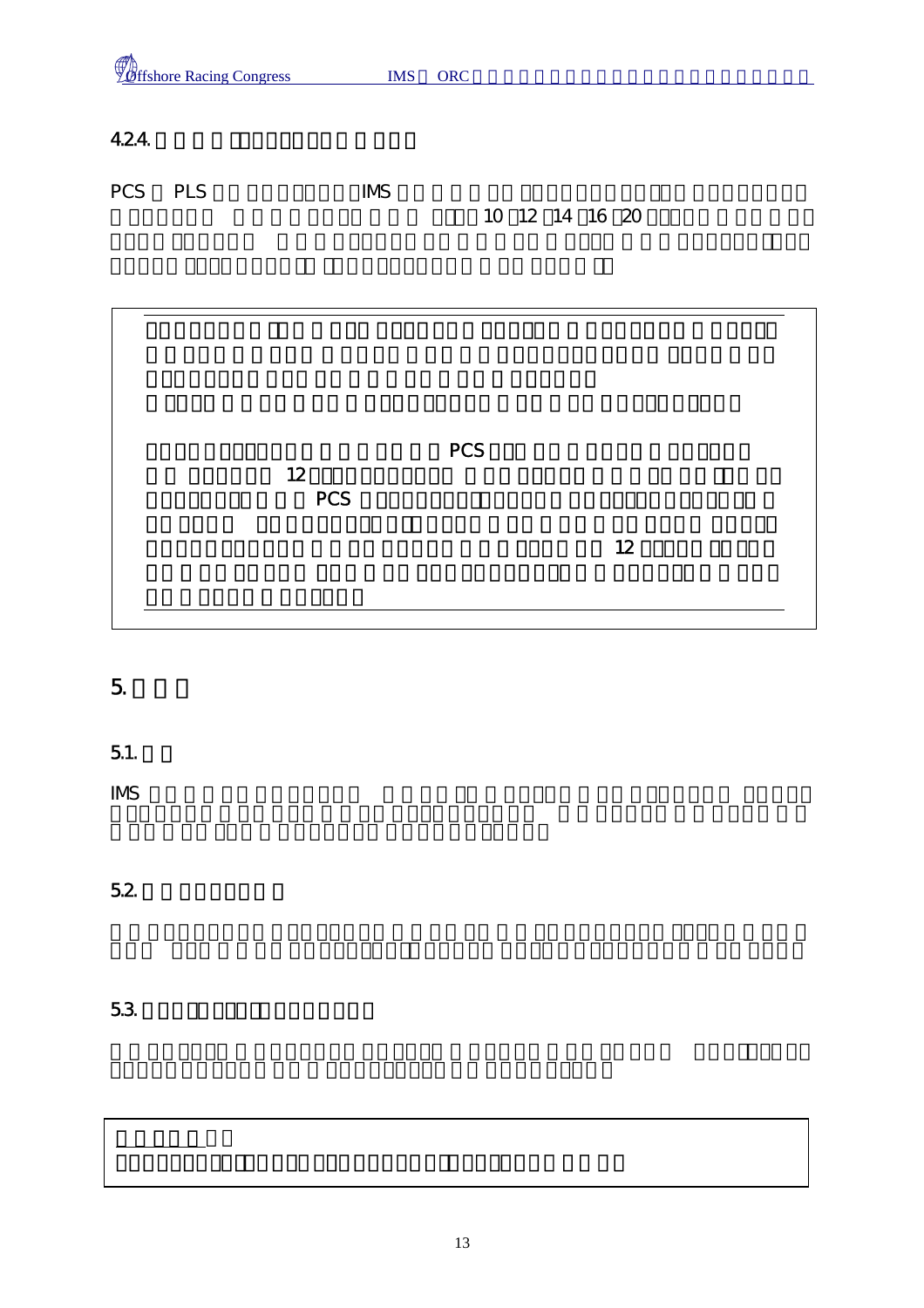4.2.4.

PCS PLS IMS 10 12 14 16 20

PCS 12 PCS 12

# 5.

## 5.1.

IMS

## 5.2.

## 5.3.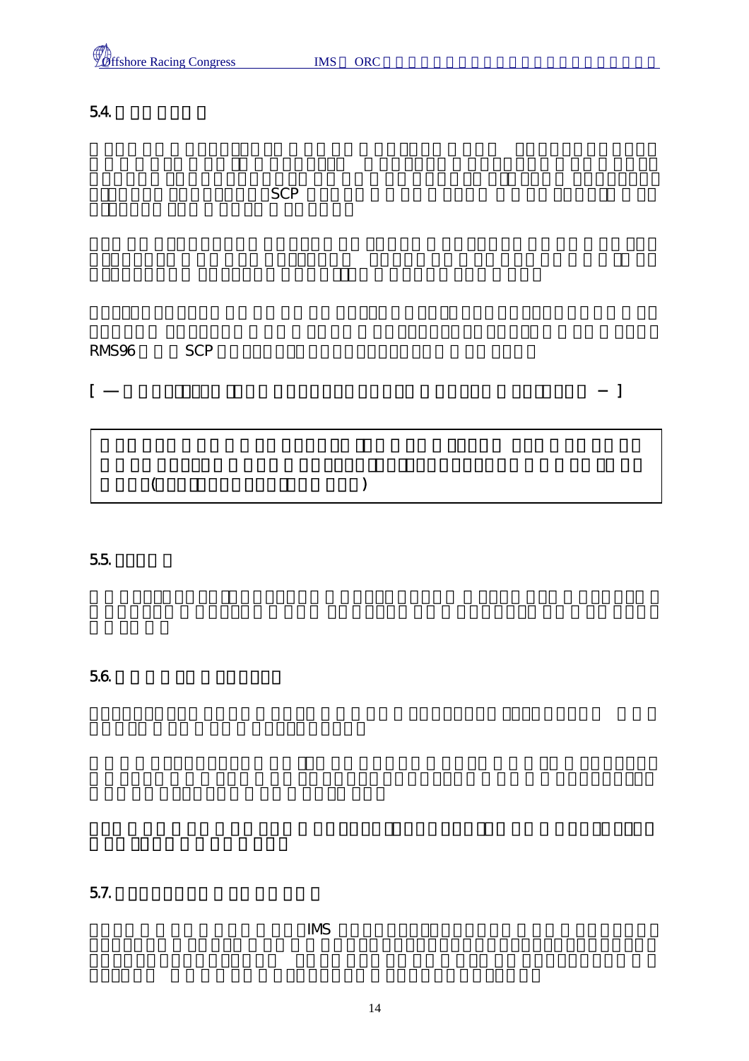## 5.4.

SCP

RMS96 SCP

[ — — ]

( )

## 5.5.

## 5.6.

## 5.7.

IMS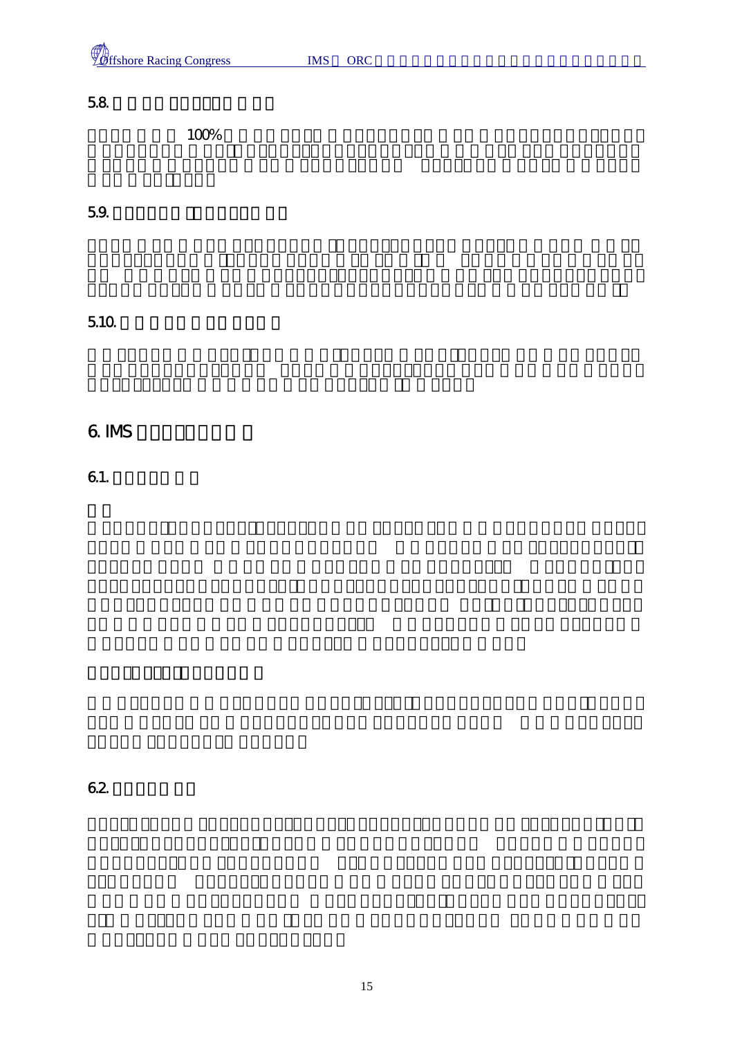## 5.8.

100%

## 5.9.

## 5.10.

# 6. IMS

## 6.1.

## 6.2.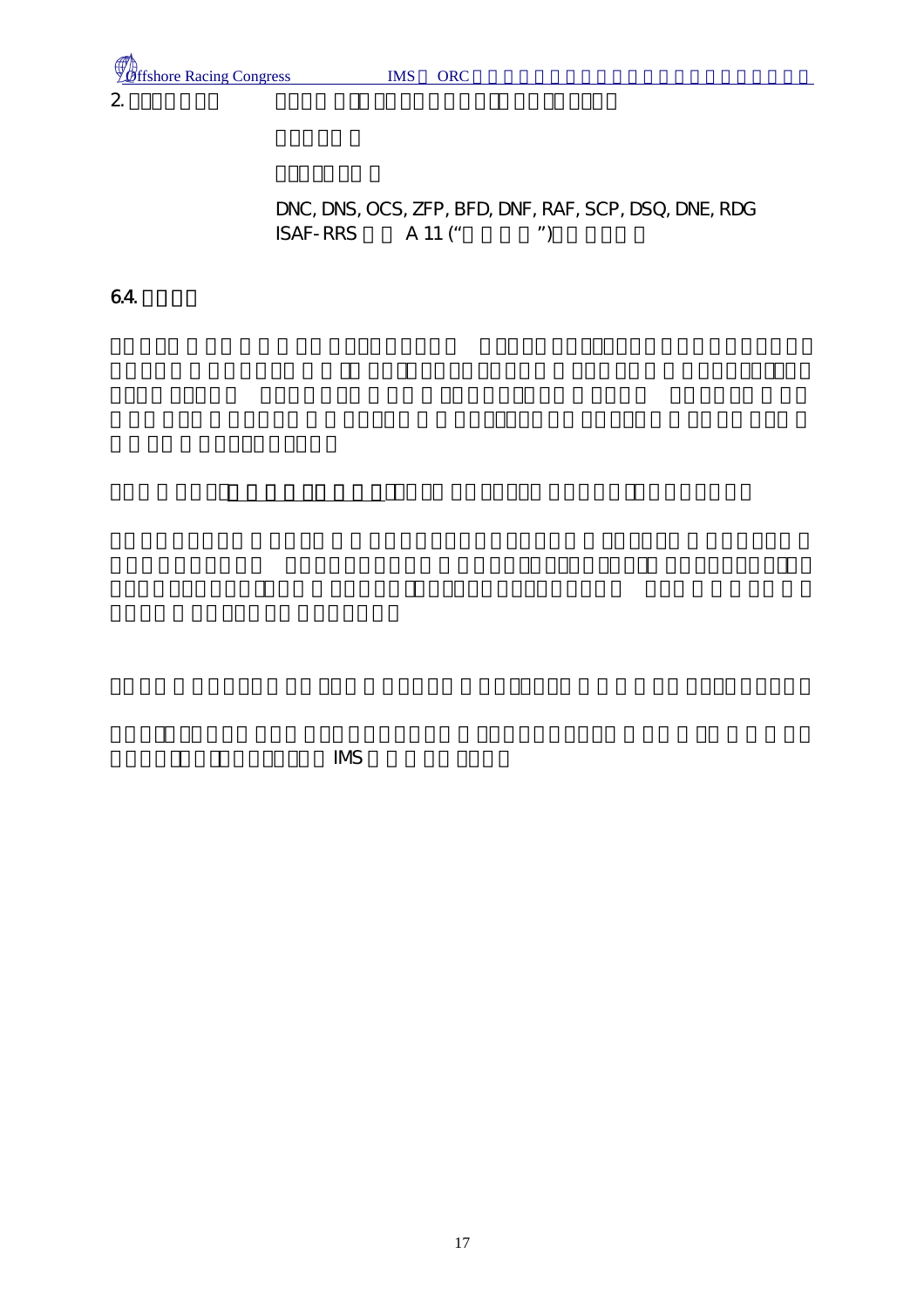2.

DNC, DNS, OCS, ZFP, BFD, DNF, RAF, SCP, DSQ, DNE, RDG
ISAF-RRS A 11 (“ ”)

## 6.4.

IMS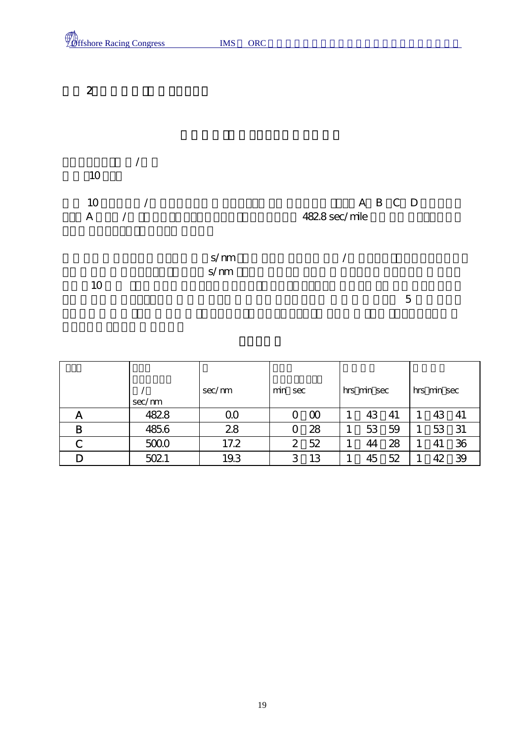2

/

10

10 / A B C D

A / 482.8 sec/mile

s/nm /

s/nm

10

5

| | / sec/nm | sec/nm | min sec | hrs min sec | hrs min sec |
|---|---|---|---|---|---|
| A | 482.8 | 0.0 | 0 00 | 1 43 41 | 1 43 41 |
| B | 485.6 | 2.8 | 0 28 | 1 53 59 | 1 53 31 |
| C | 500.0 | 17.2 | 2 52 | 1 44 28 | 1 41 36 |
| D | 502.1 | 19.3 | 3 13 | 1 45 52 | 1 42 39 |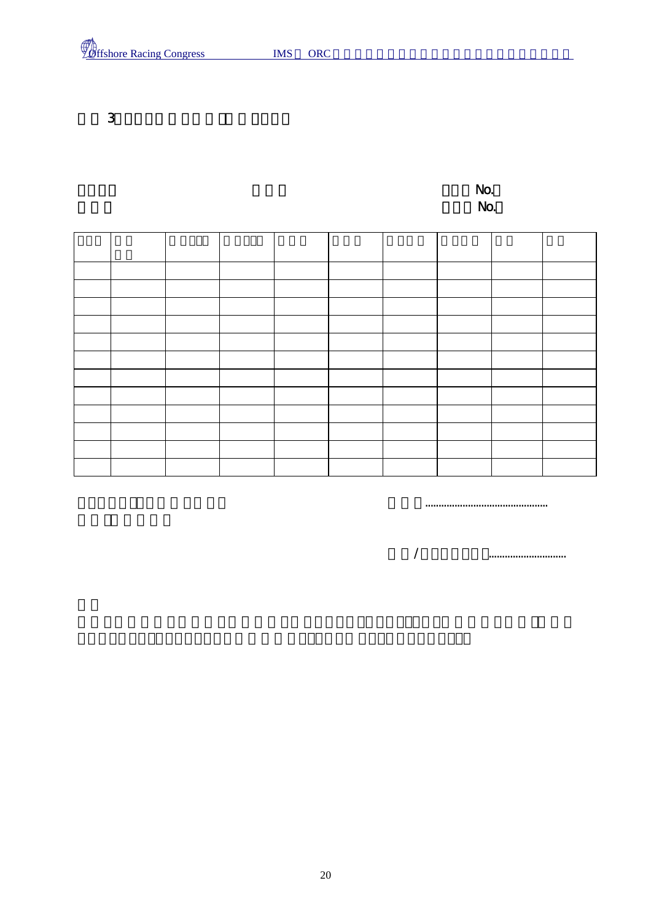3

No.

No.

| | | | | | | | | | |
|---|---|---|---|---|---|---|---|---|---|
| | | | | | | | | | |
| | | | | | | | | | |
| | | | | | | | | | |
| | | | | | | | | | |
| | | | | | | | | | |
| | | | | | | | | | |
| | | | | | | | | | |
| | | | | | | | | | |
| | | | | | | | | | |
| | | | | | | | | | |
| | | | | | | | | | |
| | | | | | | | | | |

..............................................

/ ............................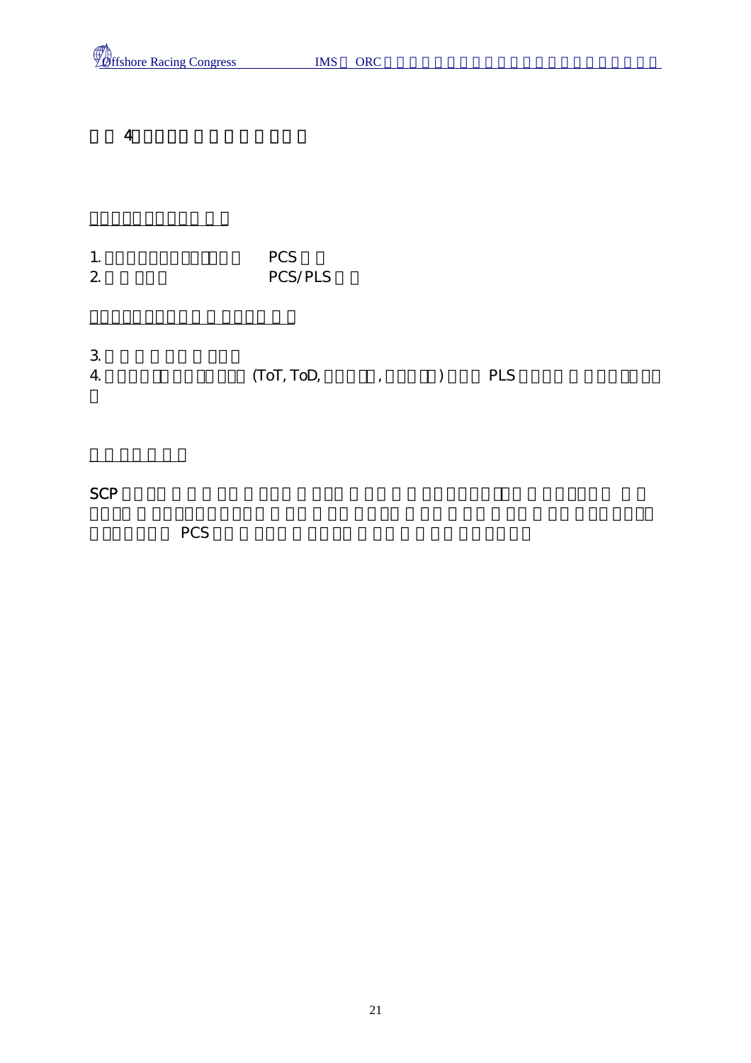# □□ 4□□□□□ □ □ □ □ □ □ □

## □□□□□□□□□□ □ □

1. □□□□□□□□□□□□□ PCS □ □
2. □ □ □□□ PCS/PLS □ □

## □□□□□□□□□ □ □□□□ □ □

3. □ □ □ □ □□ □ □□□
4. □□□□□□□□□□□ (ToT, ToD, □□□□□, □□□□□) □□□ PLS □□□□ □ □□□□□□□
□

## □ □ □□ □ □

SCP □□ □□ □ □ □ □□ □ □□□ □ □□□ □ □□ □ □ □□□□□□□□ □ □□□□□□ □ □ □□□□ □ □□□□□□□□□□ □ □□ □ □□ □□□□ □ □□ □ □□ □ □□ □ □□ □ □□ □□□□
□□□□□□ PCS □□ □ □□□ □ □□□□ □ □□ □ □ □□ □□□□□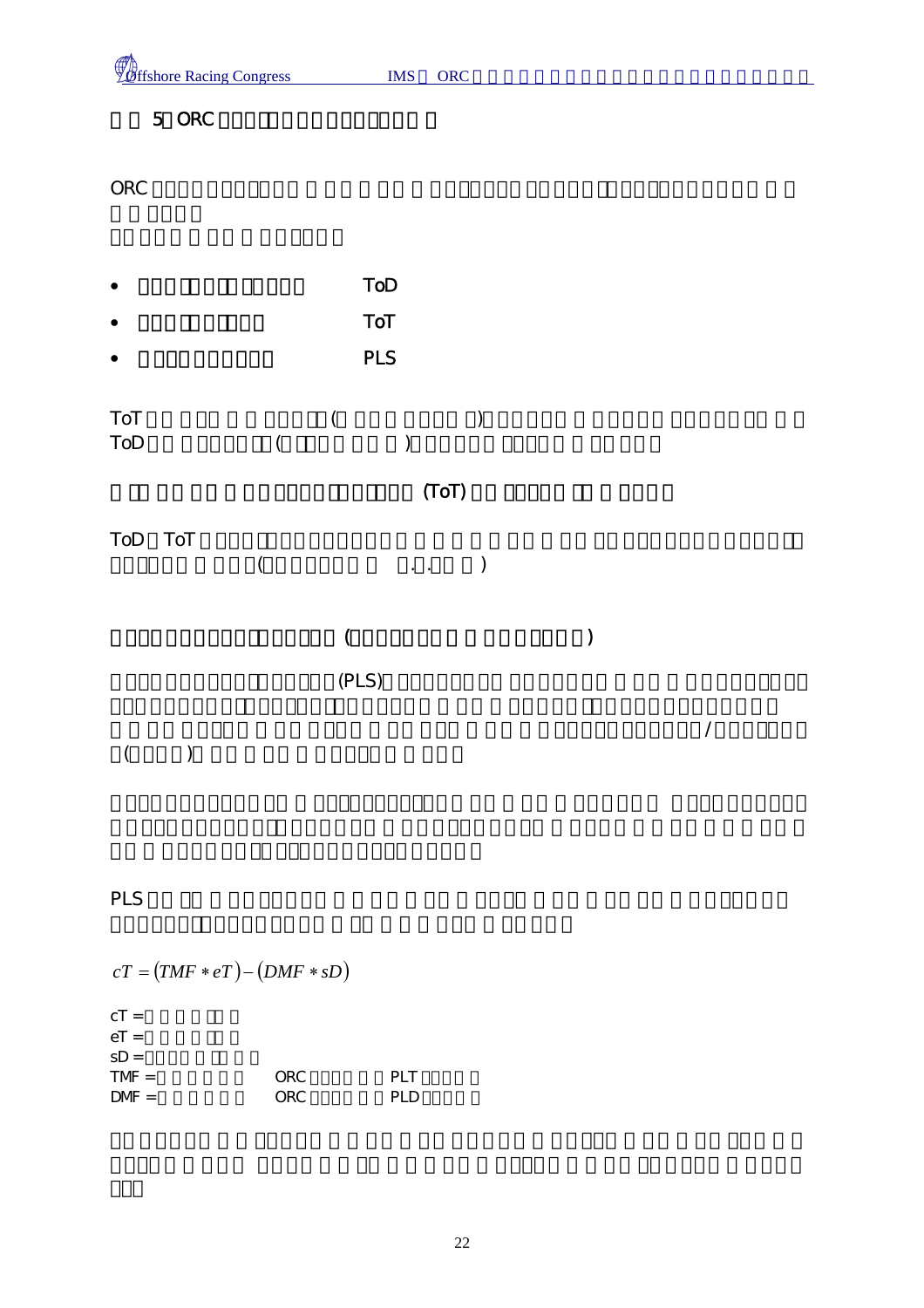## 5 ORC

ORC

- ToD
- ToT
- PLS

ToT

ToD

### (ToT)

ToD ToT

### ( )

(PLS)

PLS

$$cT = (TMF * eT) - (DMF * sD)$$

cT =

eT =

sD =

TMF = ORC PLT

DMF = ORC PLD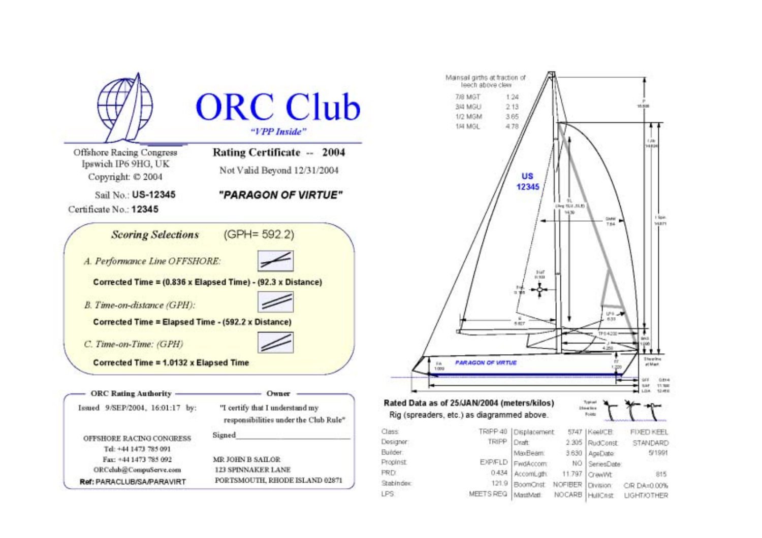# ORC Club

*"VPP Inside"*

Offshore Racing Congress
Ipswich IP6 9HG, UK
Copyright: © 2004

## Rating Certificate -- 2004

Not Valid Beyond 12/31/2004

Sail No.: **US-12345**

Certificate No.: **12345**

**"PARAGON OF VIRTUE"**

### *Scoring Selections* (GPH= 592.2)

*A. Performance Line OFFSHORE:*

**Corrected Time = (0.836 x Elapsed Time) - (92.3 x Distance)**

*B. Time-on-distance (GPH):*

**Corrected Time = Elapsed Time - (592.2 x Distance)**

*C. Time-on-Time: (GPH)*

**Corrected Time = 1.0132 x Elapsed Time**

**ORC Rating Authority**

Issued 9/SEP/2004, 16:01:17 by:

OFFSHORE RACING CONGRESS
Tel: +44 1473 785 091
Fax: +44 1473 785 092
ORCclub@CompuServe.com

**Ref: PARACLUB/SA/PARAVIRT**

**Owner**

"I certify that I understand my responsibilities under the Club Rule"

Signed_______________________

MR JOHN B SAILOR
123 SPINNAKER LANE
PORTSMOUTH, RHODE ISLAND 02871

Mainsail girths at fraction of leech above clew

| | |
|---|---|
| 7/8 MGT | 1.24 |
| 3/4 MGU | 2.13 |
| 1/2 MGM | 3.65 |
| 1/4 MGL | 4.78 |

**Rated Data as of 25/JAN/2004 (meters/kilos)**

Rig (spreaders, etc.) as diagrammed above.

| | | | | | |
|---|---|---|---|---|---|
| Class: | TRIPP 40 | Displacement: | 5747 | Keel/CB: | FIXED KEEL |
| Designer: | TRIPP | Draft: | 2.305 | RudConst: | STANDARD |
| Builder: | | MaxBeam: | 3.630 | AgeDate: | 5/1991 |
| PropInst: | EXPFLD | FwdAccom: | NO | SeriesDate: | |
| PRD: | 0.434 | AccomLgth: | 11.797 | CrewWt: | 815 |
| StabIndex: | 121.9 | BoomCnst: | NOFIBER | Division: | C/R DA=0.00% |
| LPS: | MEETS REQ | MastMatl: | NOCARB | HullCnst: | LIGHT/OTHER |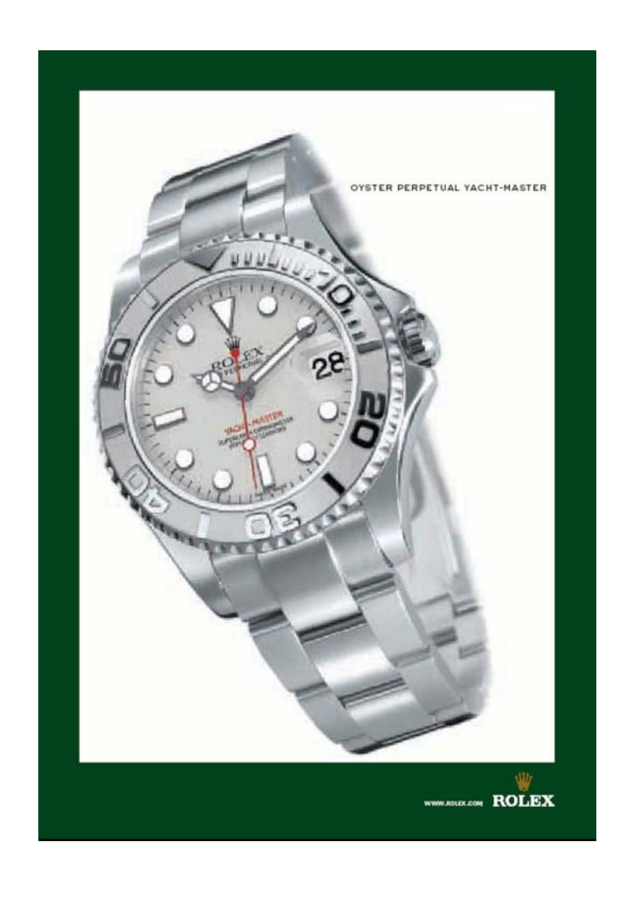OYSTER PERPETUAL YACHT-MASTER

WWW.ROLEX.COM ROLEX